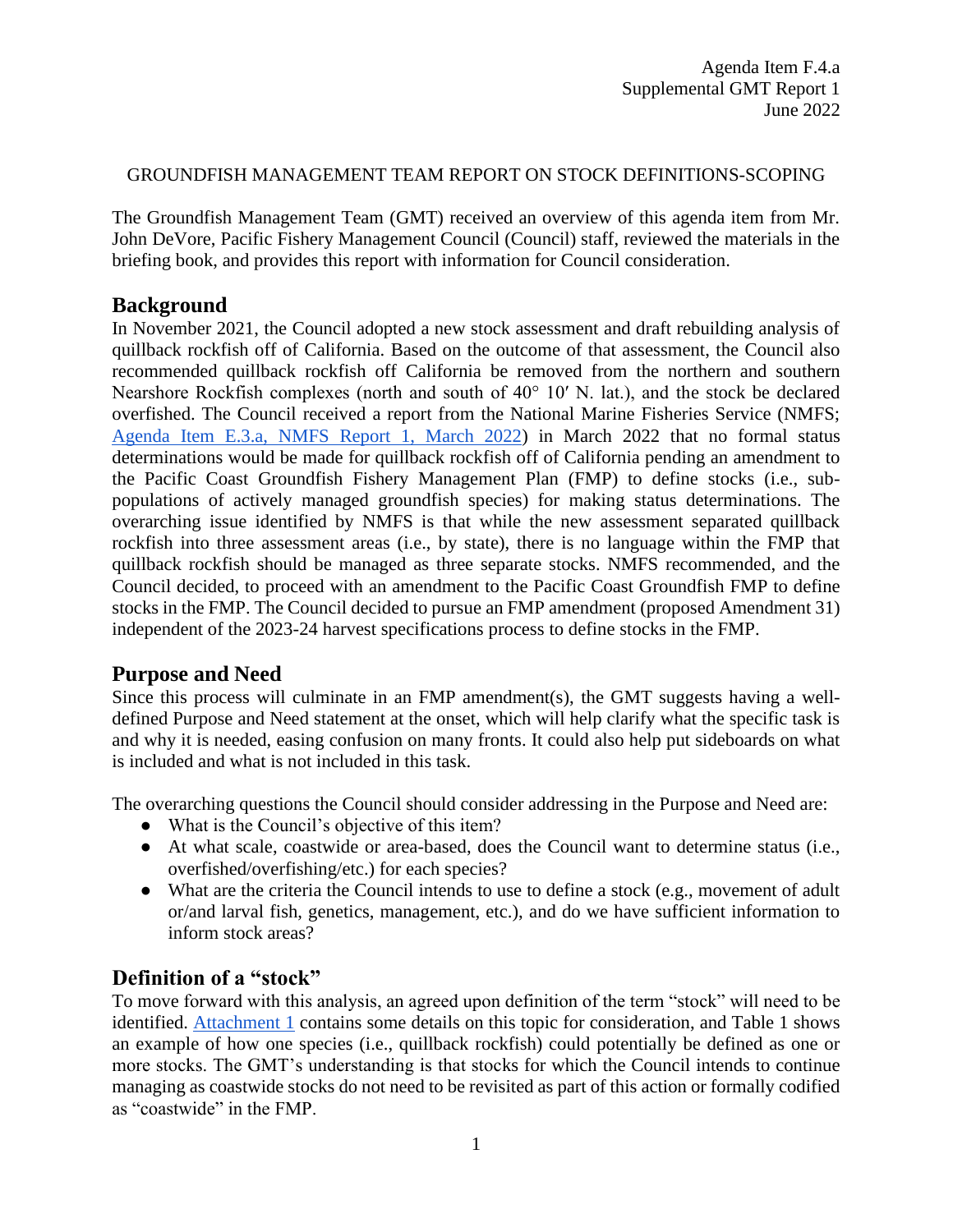Agenda Item F.4.a
Supplemental GMT Report 1
June 2022

GROUNDFISH MANAGEMENT TEAM REPORT ON STOCK DEFINITIONS-SCOPING

The Groundfish Management Team (GMT) received an overview of this agenda item from Mr. John DeVore, Pacific Fishery Management Council (Council) staff, reviewed the materials in the briefing book, and provides this report with information for Council consideration.

## Background

In November 2021, the Council adopted a new stock assessment and draft rebuilding analysis of quillback rockfish off of California. Based on the outcome of that assessment, the Council also recommended quillback rockfish off California be removed from the northern and southern Nearshore Rockfish complexes (north and south of 40° 10′ N. lat.), and the stock be declared overfished. The Council received a report from the National Marine Fisheries Service (NMFS; [Agenda Item E.3.a, NMFS Report 1, March 2022]) in March 2022 that no formal status determinations would be made for quillback rockfish off of California pending an amendment to the Pacific Coast Groundfish Fishery Management Plan (FMP) to define stocks (i.e., sub-populations of actively managed groundfish species) for making status determinations. The overarching issue identified by NMFS is that while the new assessment separated quillback rockfish into three assessment areas (i.e., by state), there is no language within the FMP that quillback rockfish should be managed as three separate stocks. NMFS recommended, and the Council decided, to proceed with an amendment to the Pacific Coast Groundfish FMP to define stocks in the FMP. The Council decided to pursue an FMP amendment (proposed Amendment 31) independent of the 2023-24 harvest specifications process to define stocks in the FMP.

## Purpose and Need

Since this process will culminate in an FMP amendment(s), the GMT suggests having a well-defined Purpose and Need statement at the onset, which will help clarify what the specific task is and why it is needed, easing confusion on many fronts. It could also help put sideboards on what is included and what is not included in this task.

The overarching questions the Council should consider addressing in the Purpose and Need are:

- What is the Council's objective of this item?
- At what scale, coastwide or area-based, does the Council want to determine status (i.e., overfished/overfishing/etc.) for each species?
- What are the criteria the Council intends to use to define a stock (e.g., movement of adult or/and larval fish, genetics, management, etc.), and do we have sufficient information to inform stock areas?

## Definition of a "stock"

To move forward with this analysis, an agreed upon definition of the term "stock" will need to be identified. [Attachment 1] contains some details on this topic for consideration, and Table 1 shows an example of how one species (i.e., quillback rockfish) could potentially be defined as one or more stocks. The GMT's understanding is that stocks for which the Council intends to continue managing as coastwide stocks do not need to be revisited as part of this action or formally codified as "coastwide" in the FMP.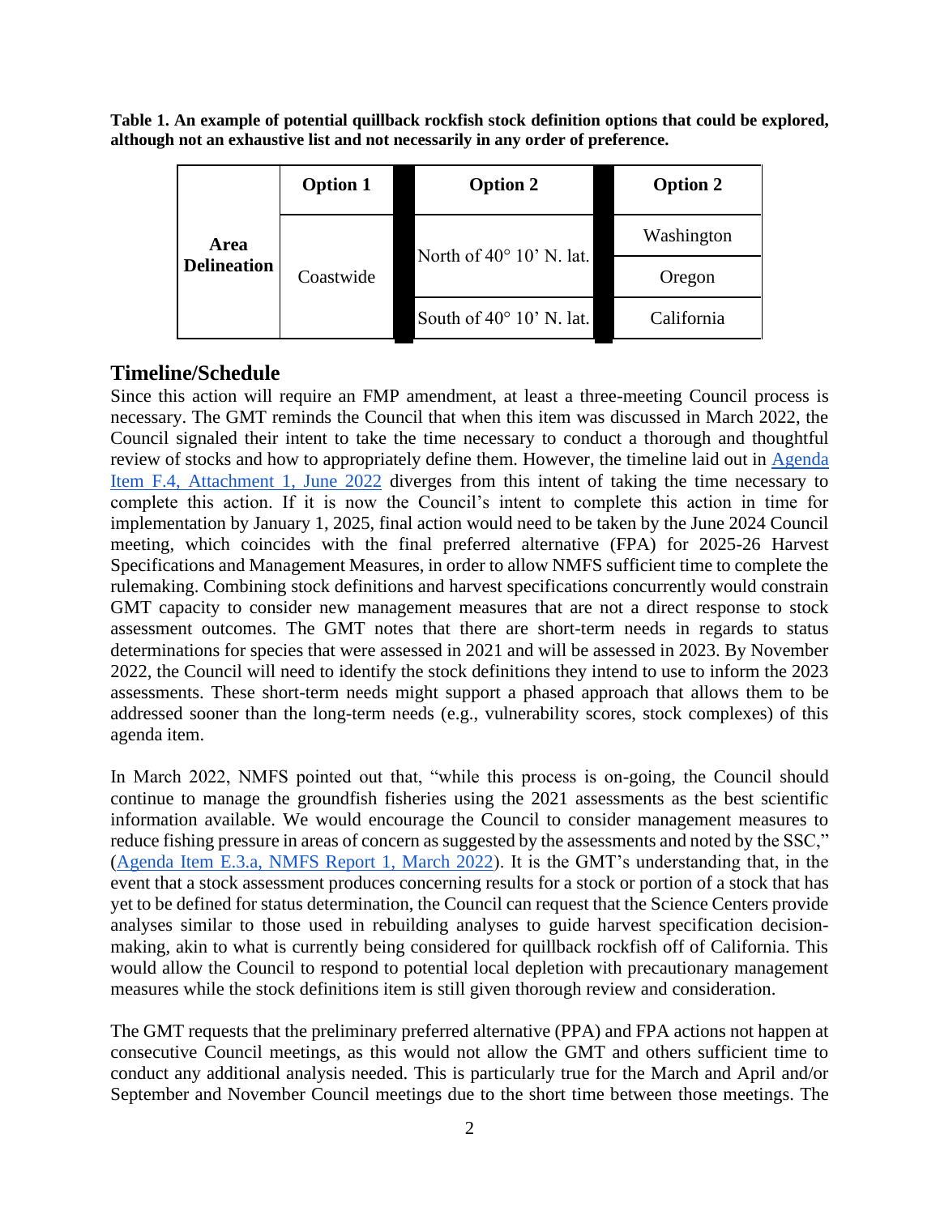**Table 1. An example of potential quillback rockfish stock definition options that could be explored, although not an exhaustive list and not necessarily in any order of preference.**

| | Option 1 | Option 2 | Option 2 |
|---|---|---|---|
| **Area Delineation** | Coastwide | North of 40° 10' N. lat. | Washington |
| | | | Oregon |
| | | South of 40° 10' N. lat. | California |

## Timeline/Schedule

Since this action will require an FMP amendment, at least a three-meeting Council process is necessary. The GMT reminds the Council that when this item was discussed in March 2022, the Council signaled their intent to take the time necessary to conduct a thorough and thoughtful review of stocks and how to appropriately define them. However, the timeline laid out in [Agenda Item F.4, Attachment 1, June 2022] diverges from this intent of taking the time necessary to complete this action. If it is now the Council's intent to complete this action in time for implementation by January 1, 2025, final action would need to be taken by the June 2024 Council meeting, which coincides with the final preferred alternative (FPA) for 2025-26 Harvest Specifications and Management Measures, in order to allow NMFS sufficient time to complete the rulemaking. Combining stock definitions and harvest specifications concurrently would constrain GMT capacity to consider new management measures that are not a direct response to stock assessment outcomes. The GMT notes that there are short-term needs in regards to status determinations for species that were assessed in 2021 and will be assessed in 2023. By November 2022, the Council will need to identify the stock definitions they intend to use to inform the 2023 assessments. These short-term needs might support a phased approach that allows them to be addressed sooner than the long-term needs (e.g., vulnerability scores, stock complexes) of this agenda item.

In March 2022, NMFS pointed out that, "while this process is on-going, the Council should continue to manage the groundfish fisheries using the 2021 assessments as the best scientific information available. We would encourage the Council to consider management measures to reduce fishing pressure in areas of concern as suggested by the assessments and noted by the SSC," ([Agenda Item E.3.a, NMFS Report 1, March 2022]). It is the GMT's understanding that, in the event that a stock assessment produces concerning results for a stock or portion of a stock that has yet to be defined for status determination, the Council can request that the Science Centers provide analyses similar to those used in rebuilding analyses to guide harvest specification decision-making, akin to what is currently being considered for quillback rockfish off of California. This would allow the Council to respond to potential local depletion with precautionary management measures while the stock definitions item is still given thorough review and consideration.

The GMT requests that the preliminary preferred alternative (PPA) and FPA actions not happen at consecutive Council meetings, as this would not allow the GMT and others sufficient time to conduct any additional analysis needed. This is particularly true for the March and April and/or September and November Council meetings due to the short time between those meetings. The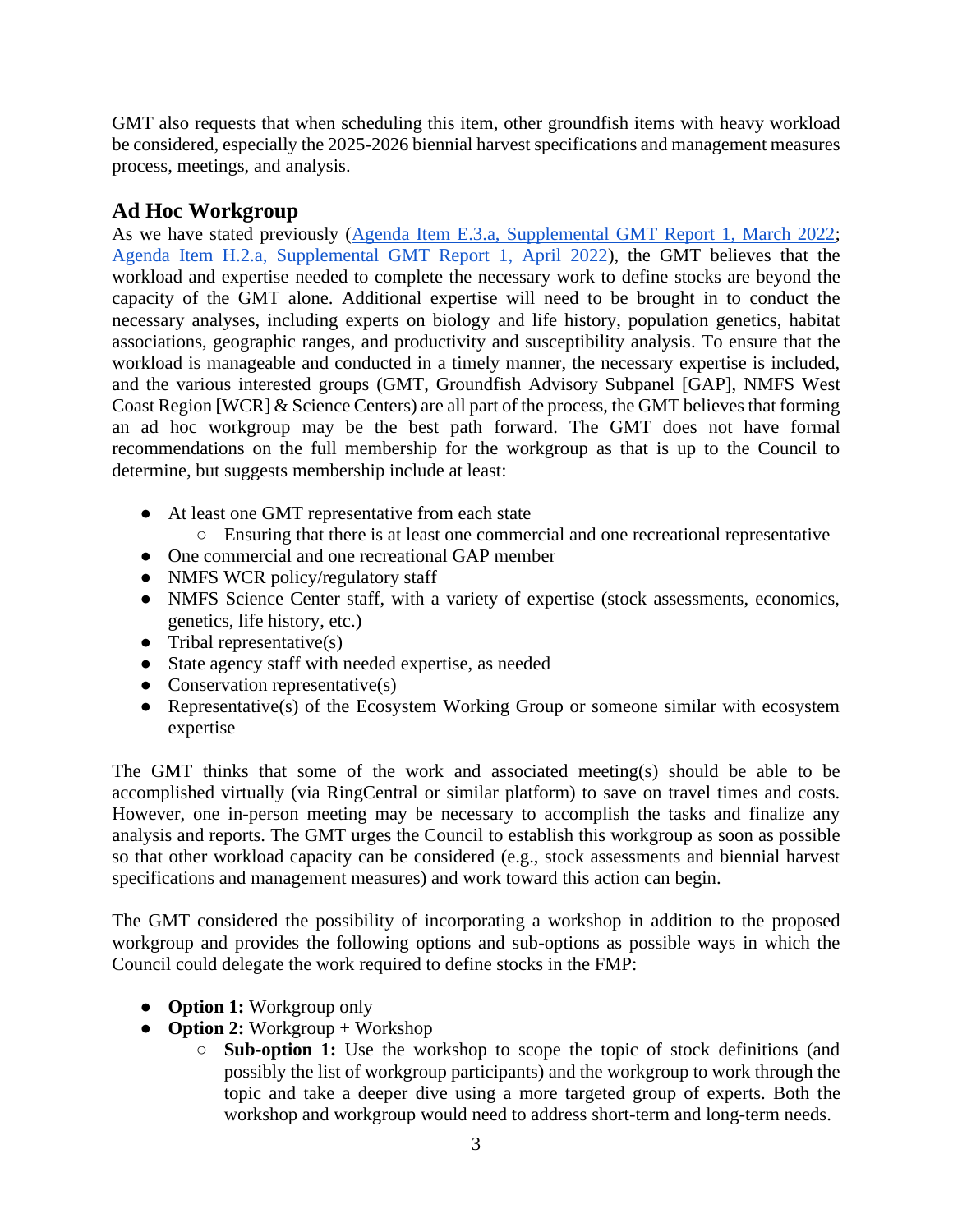GMT also requests that when scheduling this item, other groundfish items with heavy workload be considered, especially the 2025-2026 biennial harvest specifications and management measures process, meetings, and analysis.

## Ad Hoc Workgroup

As we have stated previously (Agenda Item E.3.a, Supplemental GMT Report 1, March 2022; Agenda Item H.2.a, Supplemental GMT Report 1, April 2022), the GMT believes that the workload and expertise needed to complete the necessary work to define stocks are beyond the capacity of the GMT alone. Additional expertise will need to be brought in to conduct the necessary analyses, including experts on biology and life history, population genetics, habitat associations, geographic ranges, and productivity and susceptibility analysis. To ensure that the workload is manageable and conducted in a timely manner, the necessary expertise is included, and the various interested groups (GMT, Groundfish Advisory Subpanel [GAP], NMFS West Coast Region [WCR] & Science Centers) are all part of the process, the GMT believes that forming an ad hoc workgroup may be the best path forward. The GMT does not have formal recommendations on the full membership for the workgroup as that is up to the Council to determine, but suggests membership include at least:

- At least one GMT representative from each state
  - Ensuring that there is at least one commercial and one recreational representative
- One commercial and one recreational GAP member
- NMFS WCR policy/regulatory staff
- NMFS Science Center staff, with a variety of expertise (stock assessments, economics, genetics, life history, etc.)
- Tribal representative(s)
- State agency staff with needed expertise, as needed
- Conservation representative(s)
- Representative(s) of the Ecosystem Working Group or someone similar with ecosystem expertise

The GMT thinks that some of the work and associated meeting(s) should be able to be accomplished virtually (via RingCentral or similar platform) to save on travel times and costs. However, one in-person meeting may be necessary to accomplish the tasks and finalize any analysis and reports. The GMT urges the Council to establish this workgroup as soon as possible so that other workload capacity can be considered (e.g., stock assessments and biennial harvest specifications and management measures) and work toward this action can begin.

The GMT considered the possibility of incorporating a workshop in addition to the proposed workgroup and provides the following options and sub-options as possible ways in which the Council could delegate the work required to define stocks in the FMP:

- **Option 1:** Workgroup only
- **Option 2:** Workgroup + Workshop
  - **Sub-option 1:** Use the workshop to scope the topic of stock definitions (and possibly the list of workgroup participants) and the workgroup to work through the topic and take a deeper dive using a more targeted group of experts. Both the workshop and workgroup would need to address short-term and long-term needs.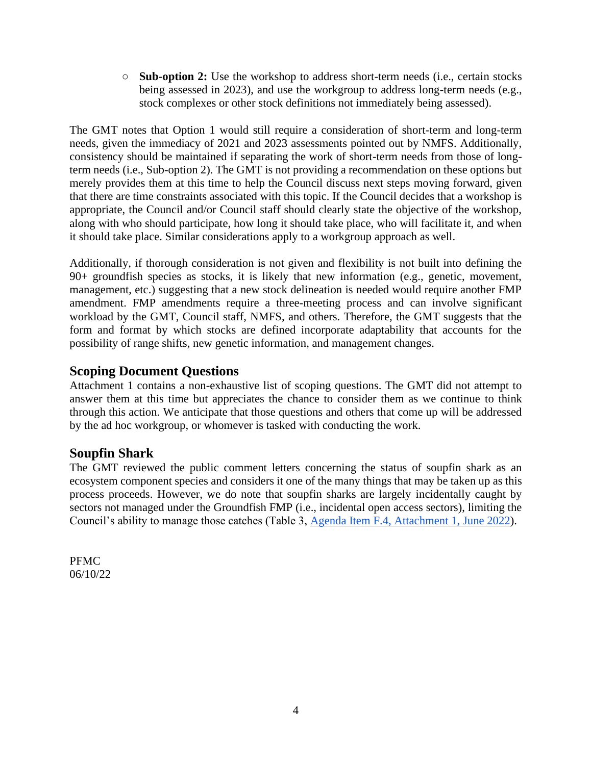- **Sub-option 2:** Use the workshop to address short-term needs (i.e., certain stocks being assessed in 2023), and use the workgroup to address long-term needs (e.g., stock complexes or other stock definitions not immediately being assessed).

The GMT notes that Option 1 would still require a consideration of short-term and long-term needs, given the immediacy of 2021 and 2023 assessments pointed out by NMFS. Additionally, consistency should be maintained if separating the work of short-term needs from those of long-term needs (i.e., Sub-option 2). The GMT is not providing a recommendation on these options but merely provides them at this time to help the Council discuss next steps moving forward, given that there are time constraints associated with this topic. If the Council decides that a workshop is appropriate, the Council and/or Council staff should clearly state the objective of the workshop, along with who should participate, how long it should take place, who will facilitate it, and when it should take place. Similar considerations apply to a workgroup approach as well.

Additionally, if thorough consideration is not given and flexibility is not built into defining the 90+ groundfish species as stocks, it is likely that new information (e.g., genetic, movement, management, etc.) suggesting that a new stock delineation is needed would require another FMP amendment. FMP amendments require a three-meeting process and can involve significant workload by the GMT, Council staff, NMFS, and others. Therefore, the GMT suggests that the form and format by which stocks are defined incorporate adaptability that accounts for the possibility of range shifts, new genetic information, and management changes.

## Scoping Document Questions

Attachment 1 contains a non-exhaustive list of scoping questions. The GMT did not attempt to answer them at this time but appreciates the chance to consider them as we continue to think through this action. We anticipate that those questions and others that come up will be addressed by the ad hoc workgroup, or whomever is tasked with conducting the work.

## Soupfin Shark

The GMT reviewed the public comment letters concerning the status of soupfin shark as an ecosystem component species and considers it one of the many things that may be taken up as this process proceeds. However, we do note that soupfin sharks are largely incidentally caught by sectors not managed under the Groundfish FMP (i.e., incidental open access sectors), limiting the Council's ability to manage those catches (Table 3, Agenda Item F.4, Attachment 1, June 2022).

PFMC
06/10/22